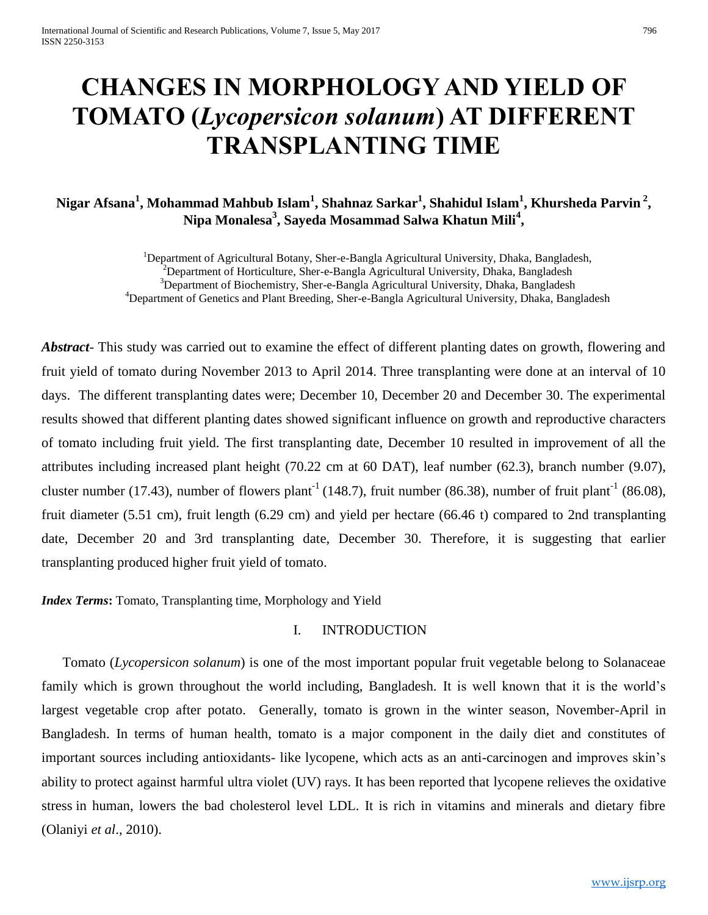# CHANGES IN MORPHOLOGY AND YIELD OF TOMATO (*Lycopersicon solanum*) AT DIFFERENT TRANSPLANTING TIME

**Nigar Afsana[1], Mohammad Mahbub Islam[1], Shahnaz Sarkar[1], Shahidul Islam[1], Khursheda Parvin[2], Nipa Monalesa[3], Sayeda Mosammad Salwa Khatun Mili[4],**

[1]Department of Agricultural Botany, Sher-e-Bangla Agricultural University, Dhaka, Bangladesh,
[2]Department of Horticulture, Sher-e-Bangla Agricultural University, Dhaka, Bangladesh
[3]Department of Biochemistry, Sher-e-Bangla Agricultural University, Dhaka, Bangladesh
[4]Department of Genetics and Plant Breeding, Sher-e-Bangla Agricultural University, Dhaka, Bangladesh

***Abstract***- This study was carried out to examine the effect of different planting dates on growth, flowering and fruit yield of tomato during November 2013 to April 2014. Three transplanting were done at an interval of 10 days. The different transplanting dates were; December 10, December 20 and December 30. The experimental results showed that different planting dates showed significant influence on growth and reproductive characters of tomato including fruit yield. The first transplanting date, December 10 resulted in improvement of all the attributes including increased plant height (70.22 cm at 60 DAT), leaf number (62.3), branch number (9.07), cluster number (17.43), number of flowers plant$^{-1}$ (148.7), fruit number (86.38), number of fruit plant$^{-1}$ (86.08), fruit diameter (5.51 cm), fruit length (6.29 cm) and yield per hectare (66.46 t) compared to 2nd transplanting date, December 20 and 3rd transplanting date, December 30. Therefore, it is suggesting that earlier transplanting produced higher fruit yield of tomato.

***Index Terms*****:** Tomato, Transplanting time, Morphology and Yield

## I. INTRODUCTION

Tomato (*Lycopersicon solanum*) is one of the most important popular fruit vegetable belong to Solanaceae family which is grown throughout the world including, Bangladesh. It is well known that it is the world's largest vegetable crop after potato. Generally, tomato is grown in the winter season, November-April in Bangladesh. In terms of human health, tomato is a major component in the daily diet and constitutes of important sources including antioxidants- like lycopene, which acts as an anti-carcinogen and improves skin's ability to protect against harmful ultra violet (UV) rays. It has been reported that lycopene relieves the oxidative stress in human, lowers the bad cholesterol level LDL. It is rich in vitamins and minerals and dietary fibre (Olaniyi *et al*., 2010).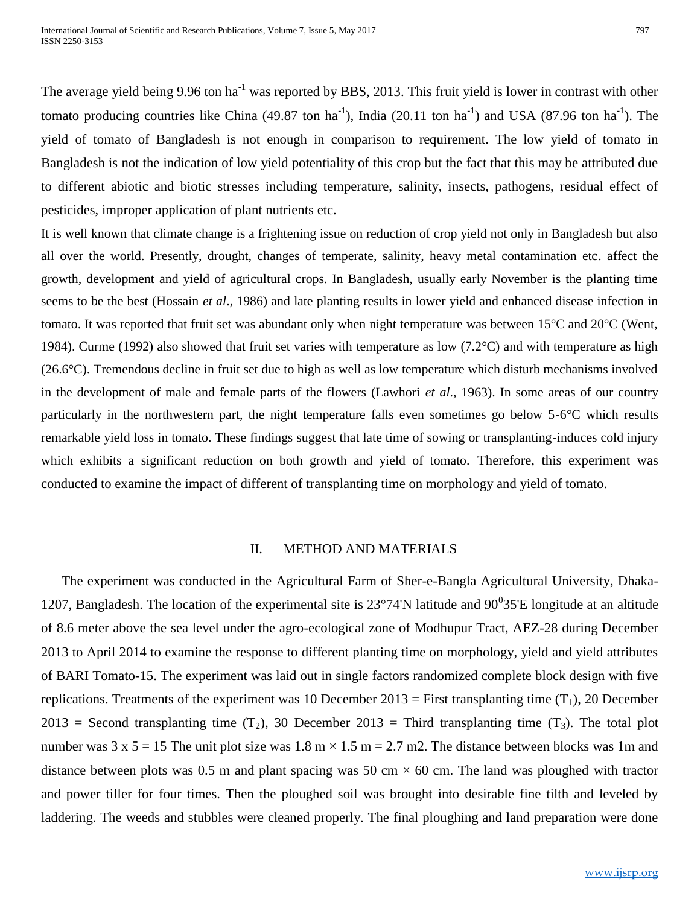The average yield being 9.96 ton ha$^{-1}$ was reported by BBS, 2013. This fruit yield is lower in contrast with other tomato producing countries like China (49.87 ton ha$^{-1}$), India (20.11 ton ha$^{-1}$) and USA (87.96 ton ha$^{-1}$). The yield of tomato of Bangladesh is not enough in comparison to requirement. The low yield of tomato in Bangladesh is not the indication of low yield potentiality of this crop but the fact that this may be attributed due to different abiotic and biotic stresses including temperature, salinity, insects, pathogens, residual effect of pesticides, improper application of plant nutrients etc.

It is well known that climate change is a frightening issue on reduction of crop yield not only in Bangladesh but also all over the world. Presently, drought, changes of temperate, salinity, heavy metal contamination etc. affect the growth, development and yield of agricultural crops. In Bangladesh, usually early November is the planting time seems to be the best (Hossain *et al*., 1986) and late planting results in lower yield and enhanced disease infection in tomato. It was reported that fruit set was abundant only when night temperature was between 15°C and 20°C (Went, 1984). Curme (1992) also showed that fruit set varies with temperature as low (7.2°C) and with temperature as high (26.6°C). Tremendous decline in fruit set due to high as well as low temperature which disturb mechanisms involved in the development of male and female parts of the flowers (Lawhori *et al*., 1963). In some areas of our country particularly in the northwestern part, the night temperature falls even sometimes go below 5-6°C which results remarkable yield loss in tomato. These findings suggest that late time of sowing or transplanting-induces cold injury which exhibits a significant reduction on both growth and yield of tomato. Therefore, this experiment was conducted to examine the impact of different of transplanting time on morphology and yield of tomato.

## II. METHOD AND MATERIALS

The experiment was conducted in the Agricultural Farm of Sher-e-Bangla Agricultural University, Dhaka-1207, Bangladesh. The location of the experimental site is 23°74'N latitude and 90$^{0}$35'E longitude at an altitude of 8.6 meter above the sea level under the agro-ecological zone of Modhupur Tract, AEZ-28 during December 2013 to April 2014 to examine the response to different planting time on morphology, yield and yield attributes of BARI Tomato-15. The experiment was laid out in single factors randomized complete block design with five replications. Treatments of the experiment was 10 December 2013 = First transplanting time ($T_1$), 20 December 2013 = Second transplanting time ($T_2$), 30 December 2013 = Third transplanting time ($T_3$). The total plot number was 3 x 5 = 15 The unit plot size was 1.8 m × 1.5 m = 2.7 m2. The distance between blocks was 1m and distance between plots was 0.5 m and plant spacing was 50 cm × 60 cm. The land was ploughed with tractor and power tiller for four times. Then the ploughed soil was brought into desirable fine tilth and leveled by laddering. The weeds and stubbles were cleaned properly. The final ploughing and land preparation were done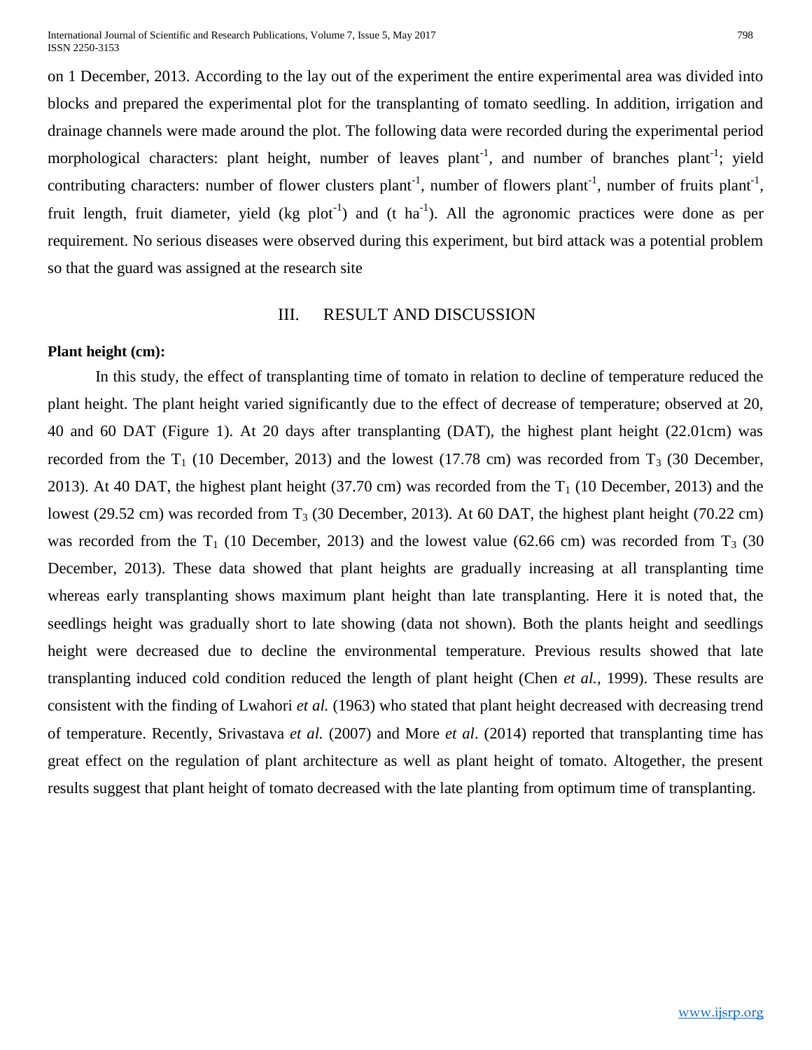on 1 December, 2013. According to the lay out of the experiment the entire experimental area was divided into blocks and prepared the experimental plot for the transplanting of tomato seedling. In addition, irrigation and drainage channels were made around the plot. The following data were recorded during the experimental period morphological characters: plant height, number of leaves plant$^{-1}$, and number of branches plant$^{-1}$; yield contributing characters: number of flower clusters plant$^{-1}$, number of flowers plant$^{-1}$, number of fruits plant$^{-1}$, fruit length, fruit diameter, yield (kg plot$^{-1}$) and (t ha$^{-1}$). All the agronomic practices were done as per requirement. No serious diseases were observed during this experiment, but bird attack was a potential problem so that the guard was assigned at the research site

## III. RESULT AND DISCUSSION

**Plant height (cm):**

In this study, the effect of transplanting time of tomato in relation to decline of temperature reduced the plant height. The plant height varied significantly due to the effect of decrease of temperature; observed at 20, 40 and 60 DAT (Figure 1). At 20 days after transplanting (DAT), the highest plant height (22.01cm) was recorded from the $T_1$ (10 December, 2013) and the lowest (17.78 cm) was recorded from $T_3$ (30 December, 2013). At 40 DAT, the highest plant height (37.70 cm) was recorded from the $T_1$ (10 December, 2013) and the lowest (29.52 cm) was recorded from $T_3$ (30 December, 2013). At 60 DAT, the highest plant height (70.22 cm) was recorded from the $T_1$ (10 December, 2013) and the lowest value (62.66 cm) was recorded from $T_3$ (30 December, 2013). These data showed that plant heights are gradually increasing at all transplanting time whereas early transplanting shows maximum plant height than late transplanting. Here it is noted that, the seedlings height was gradually short to late showing (data not shown). Both the plants height and seedlings height were decreased due to decline the environmental temperature. Previous results showed that late transplanting induced cold condition reduced the length of plant height (Chen *et al.*, 1999). These results are consistent with the finding of Lwahori *et al.* (1963) who stated that plant height decreased with decreasing trend of temperature. Recently, Srivastava *et al.* (2007) and More *et al*. (2014) reported that transplanting time has great effect on the regulation of plant architecture as well as plant height of tomato. Altogether, the present results suggest that plant height of tomato decreased with the late planting from optimum time of transplanting.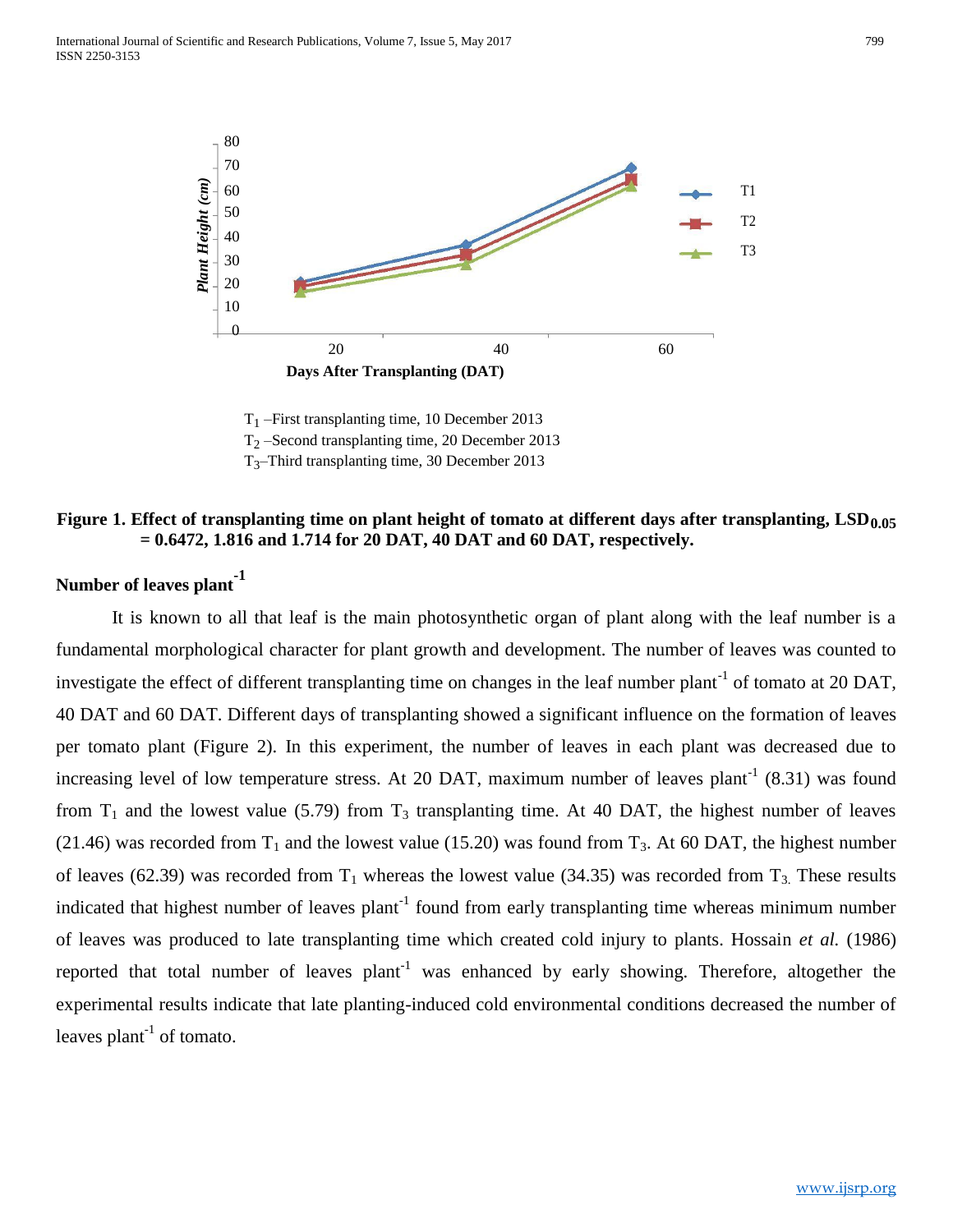$T_1$ –First transplanting time, 10 December 2013
$T_2$ –Second transplanting time, 20 December 2013
$T_3$–Third transplanting time, 30 December 2013

**Figure 1. Effect of transplanting time on plant height of tomato at different days after transplanting, $LSD_{0.05}$ = 0.6472, 1.816 and 1.714 for 20 DAT, 40 DAT and 60 DAT, respectively.**

### Number of leaves plant$^{-1}$

It is known to all that leaf is the main photosynthetic organ of plant along with the leaf number is a fundamental morphological character for plant growth and development. The number of leaves was counted to investigate the effect of different transplanting time on changes in the leaf number plant$^{-1}$ of tomato at 20 DAT, 40 DAT and 60 DAT. Different days of transplanting showed a significant influence on the formation of leaves per tomato plant (Figure 2). In this experiment, the number of leaves in each plant was decreased due to increasing level of low temperature stress. At 20 DAT, maximum number of leaves plant$^{-1}$ (8.31) was found from $T_1$ and the lowest value (5.79) from $T_3$ transplanting time. At 40 DAT, the highest number of leaves (21.46) was recorded from $T_1$ and the lowest value (15.20) was found from $T_3$. At 60 DAT, the highest number of leaves (62.39) was recorded from $T_1$ whereas the lowest value (34.35) was recorded from $T_3$. These results indicated that highest number of leaves plant$^{-1}$ found from early transplanting time whereas minimum number of leaves was produced to late transplanting time which created cold injury to plants. Hossain *et al.* (1986) reported that total number of leaves plant$^{-1}$ was enhanced by early showing. Therefore, altogether the experimental results indicate that late planting-induced cold environmental conditions decreased the number of leaves plant$^{-1}$ of tomato.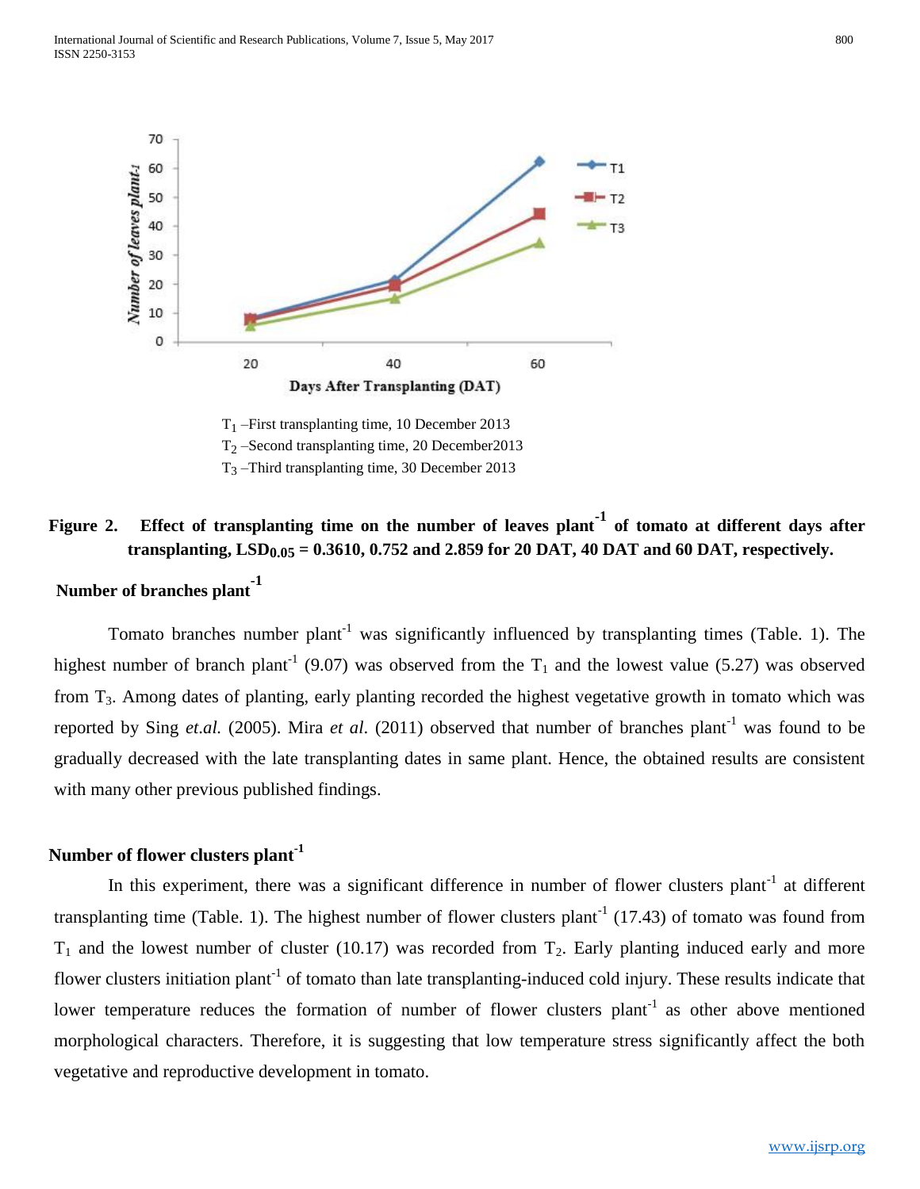T$_1$ –First transplanting time, 10 December 2013
T$_2$ –Second transplanting time, 20 December2013
T$_3$ –Third transplanting time, 30 December 2013

**Figure 2. Effect of transplanting time on the number of leaves plant$^{-1}$ of tomato at different days after transplanting, $LSD_{0.05}$ = 0.3610, 0.752 and 2.859 for 20 DAT, 40 DAT and 60 DAT, respectively.**

### Number of branches plant$^{-1}$

Tomato branches number plant$^{-1}$ was significantly influenced by transplanting times (Table. 1). The highest number of branch plant$^{-1}$ (9.07) was observed from the T$_1$ and the lowest value (5.27) was observed from T$_3$. Among dates of planting, early planting recorded the highest vegetative growth in tomato which was reported by Sing *et.al.* (2005). Mira *et al.* (2011) observed that number of branches plant$^{-1}$ was found to be gradually decreased with the late transplanting dates in same plant. Hence, the obtained results are consistent with many other previous published findings.

### Number of flower clusters plant$^{-1}$

In this experiment, there was a significant difference in number of flower clusters plant$^{-1}$ at different transplanting time (Table. 1). The highest number of flower clusters plant$^{-1}$ (17.43) of tomato was found from T$_1$ and the lowest number of cluster (10.17) was recorded from T$_2$. Early planting induced early and more flower clusters initiation plant$^{-1}$ of tomato than late transplanting-induced cold injury. These results indicate that lower temperature reduces the formation of number of flower clusters plant$^{-1}$ as other above mentioned morphological characters. Therefore, it is suggesting that low temperature stress significantly affect the both vegetative and reproductive development in tomato.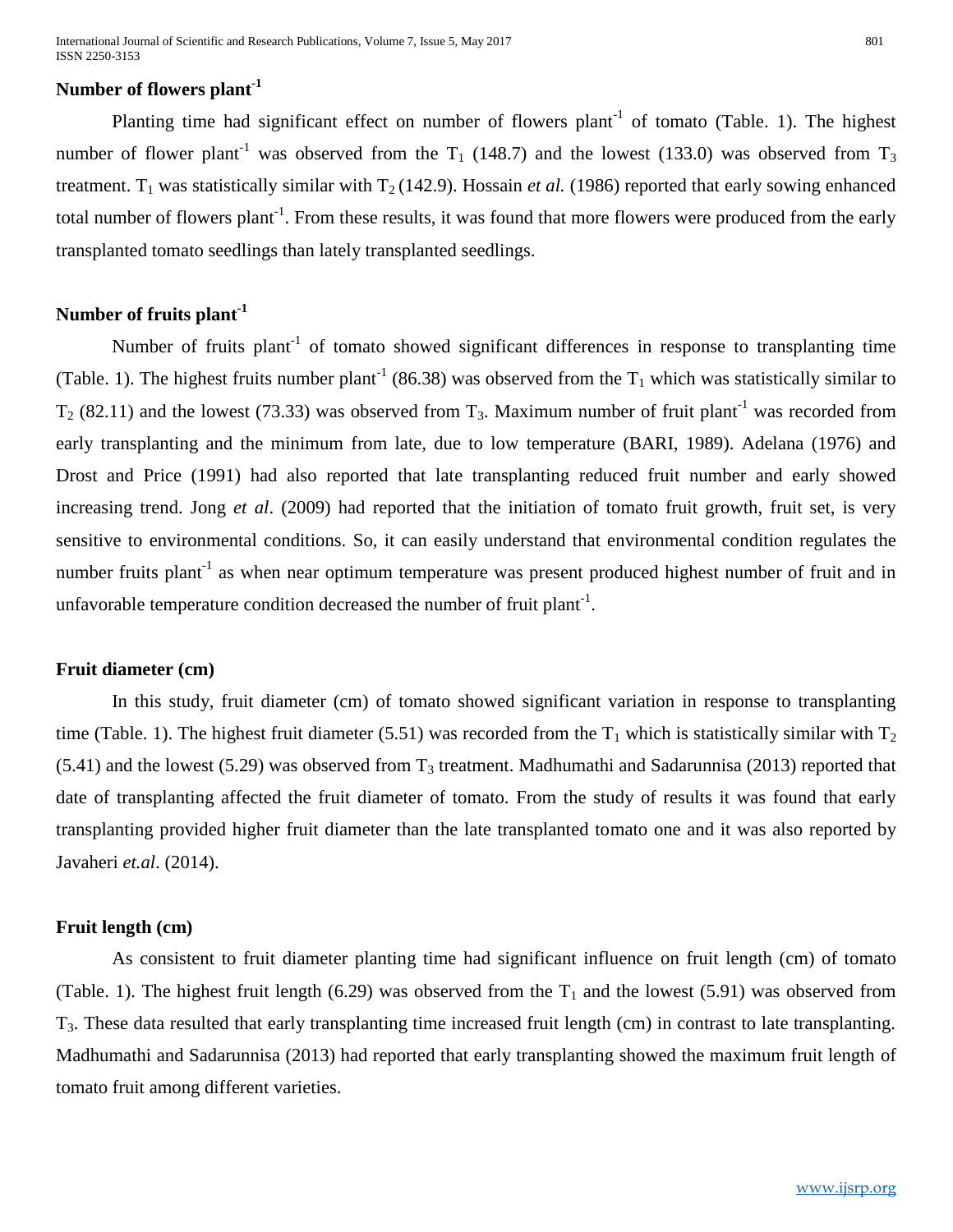### Number of flowers plant$^{-1}$

Planting time had significant effect on number of flowers plant$^{-1}$ of tomato (Table. 1). The highest number of flower plant$^{-1}$ was observed from the $T_1$ (148.7) and the lowest (133.0) was observed from $T_3$ treatment. $T_1$ was statistically similar with $T_2$ (142.9). Hossain *et al.* (1986) reported that early sowing enhanced total number of flowers plant$^{-1}$. From these results, it was found that more flowers were produced from the early transplanted tomato seedlings than lately transplanted seedlings.

### Number of fruits plant$^{-1}$

Number of fruits plant$^{-1}$ of tomato showed significant differences in response to transplanting time (Table. 1). The highest fruits number plant$^{-1}$ (86.38) was observed from the $T_1$ which was statistically similar to $T_2$ (82.11) and the lowest (73.33) was observed from $T_3$. Maximum number of fruit plant$^{-1}$ was recorded from early transplanting and the minimum from late, due to low temperature (BARI, 1989). Adelana (1976) and Drost and Price (1991) had also reported that late transplanting reduced fruit number and early showed increasing trend. Jong *et al*. (2009) had reported that the initiation of tomato fruit growth, fruit set, is very sensitive to environmental conditions. So, it can easily understand that environmental condition regulates the number fruits plant$^{-1}$ as when near optimum temperature was present produced highest number of fruit and in unfavorable temperature condition decreased the number of fruit plant$^{-1}$.

### Fruit diameter (cm)

In this study, fruit diameter (cm) of tomato showed significant variation in response to transplanting time (Table. 1). The highest fruit diameter (5.51) was recorded from the $T_1$ which is statistically similar with $T_2$ (5.41) and the lowest (5.29) was observed from $T_3$ treatment. Madhumathi and Sadarunnisa (2013) reported that date of transplanting affected the fruit diameter of tomato. From the study of results it was found that early transplanting provided higher fruit diameter than the late transplanted tomato one and it was also reported by Javaheri *et.al*. (2014).

### Fruit length (cm)

As consistent to fruit diameter planting time had significant influence on fruit length (cm) of tomato (Table. 1). The highest fruit length (6.29) was observed from the $T_1$ and the lowest (5.91) was observed from $T_3$. These data resulted that early transplanting time increased fruit length (cm) in contrast to late transplanting. Madhumathi and Sadarunnisa (2013) had reported that early transplanting showed the maximum fruit length of tomato fruit among different varieties.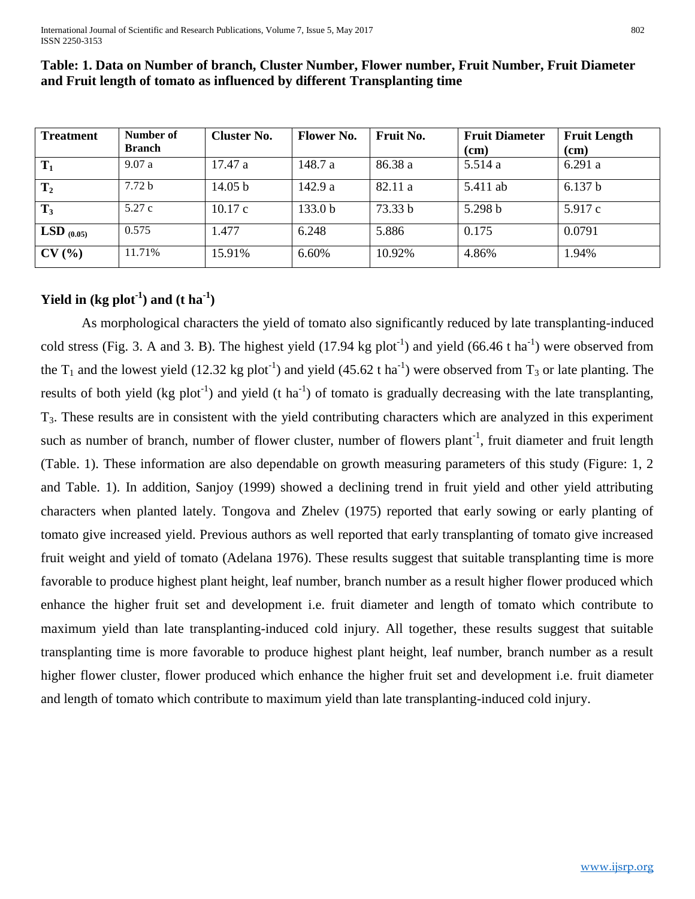**Table: 1. Data on Number of branch, Cluster Number, Flower number, Fruit Number, Fruit Diameter and Fruit length of tomato as influenced by different Transplanting time**

| Treatment | Number of Branch | Cluster No. | Flower No. | Fruit No. | Fruit Diameter (cm) | Fruit Length (cm) |
|---|---|---|---|---|---|---|
| $T_1$ | 9.07 a | 17.47 a | 148.7 a | 86.38 a | 5.514 a | 6.291 a |
| $T_2$ | 7.72 b | 14.05 b | 142.9 a | 82.11 a | 5.411 ab | 6.137 b |
| $T_3$ | 5.27 c | 10.17 c | 133.0 b | 73.33 b | 5.298 b | 5.917 c |
| $LSD_{(0.05)}$ | 0.575 | 1.477 | 6.248 | 5.886 | 0.175 | 0.0791 |
| CV (%) | 11.71% | 15.91% | 6.60% | 10.92% | 4.86% | 1.94% |

## Yield in (kg $plot^{-1}$) and (t $ha^{-1}$)

As morphological characters the yield of tomato also significantly reduced by late transplanting-induced cold stress (Fig. 3. A and 3. B). The highest yield (17.94 kg $plot^{-1}$) and yield (66.46 t $ha^{-1}$) were observed from the $T_1$ and the lowest yield (12.32 kg $plot^{-1}$) and yield (45.62 t $ha^{-1}$) were observed from $T_3$ or late planting. The results of both yield (kg $plot^{-1}$) and yield (t $ha^{-1}$) of tomato is gradually decreasing with the late transplanting, $T_3$. These results are in consistent with the yield contributing characters which are analyzed in this experiment such as number of branch, number of flower cluster, number of flowers $plant^{-1}$, fruit diameter and fruit length (Table. 1). These information are also dependable on growth measuring parameters of this study (Figure: 1, 2 and Table. 1). In addition, Sanjoy (1999) showed a declining trend in fruit yield and other yield attributing characters when planted lately. Tongova and Zhelev (1975) reported that early sowing or early planting of tomato give increased yield. Previous authors as well reported that early transplanting of tomato give increased fruit weight and yield of tomato (Adelana 1976). These results suggest that suitable transplanting time is more favorable to produce highest plant height, leaf number, branch number as a result higher flower produced which enhance the higher fruit set and development i.e. fruit diameter and length of tomato which contribute to maximum yield than late transplanting-induced cold injury. All together, these results suggest that suitable transplanting time is more favorable to produce highest plant height, leaf number, branch number as a result higher flower cluster, flower produced which enhance the higher fruit set and development i.e. fruit diameter and length of tomato which contribute to maximum yield than late transplanting-induced cold injury.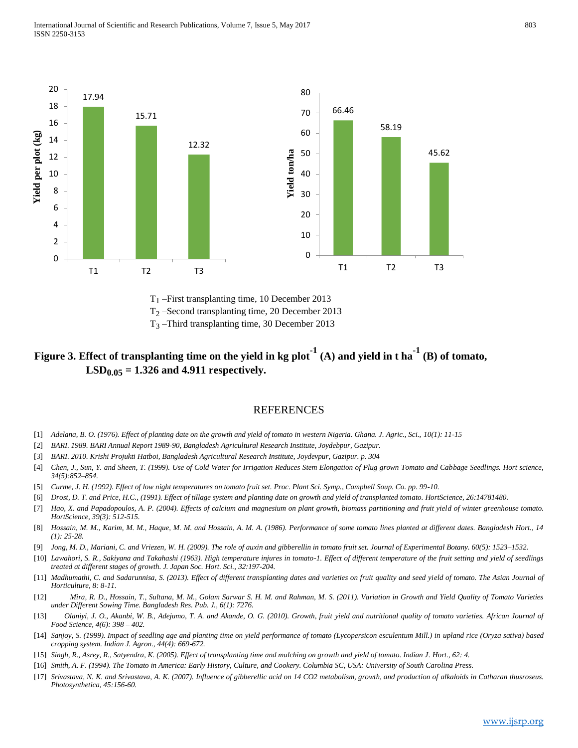T1 –First transplanting time, 10 December 2013
T2 –Second transplanting time, 20 December 2013
T3 –Third transplanting time, 30 December 2013

**Figure 3. Effect of transplanting time on the yield in kg plot$^{-1}$ (A) and yield in t ha$^{-1}$ (B) of tomato, $LSD_{0.05}$ = 1.326 and 4.911 respectively.**

## REFERENCES

[1] *Adelana, B. O. (1976). Effect of planting date on the growth and yield of tomato in western Nigeria. Ghana. J. Agric., Sci., 10(1): 11-15*

[2] *BARI. 1989. BARI Annual Report 1989-90, Bangladesh Agricultural Research Institute, Joydebpur, Gazipur.*

[3] *BARI. 2010. Krishi Projukti Hatboi, Bangladesh Agricultural Research Institute, Joydevpur, Gazipur. p. 304*

[4] *Chen, J., Sun, Y. and Sheen, T. (1999). Use of Cold Water for Irrigation Reduces Stem Elongation of Plug grown Tomato and Cabbage Seedlings. Hort science, 34(5):852–854.*

[5] *Curme, J. H. (1992). Effect of low night temperatures on tomato fruit set. Proc. Plant Sci. Symp., Campbell Soup. Co. pp. 99-10.*

[6] *Drost, D. T. and Price, H.C., (1991). Effect of tillage system and planting date on growth and yield of transplanted tomato. HortScience, 26:14781480.*

[7] *Hao, X. and Papadopoulos, A. P. (2004). Effects of calcium and magnesium on plant growth, biomass partitioning and fruit yield of winter greenhouse tomato. HortScience, 39(3): 512-515.*

[8] *Hossain, M. M., Karim, M. M., Haque, M. M. and Hossain, A. M. A. (1986). Performance of some tomato lines planted at different dates. Bangladesh Hort., 14 (1): 25-28.*

[9] *Jong, M. D., Mariani, C. and Vriezen, W. H. (2009). The role of auxin and gibberellin in tomato fruit set. Journal of Experimental Botany. 60(5): 1523–1532.*

[10] *Lawahori, S. R., Sakiyana and Takahashi (1963). High temperature injures in tomato-1. Effect of different temperature of the fruit setting and yield of seedlings treated at different stages of growth. J. Japan Soc. Hort. Sci., 32:197-204.*

[11] *Madhumathi, C. and Sadarunnisa, S. (2013). Effect of different transplanting dates and varieties on fruit quality and seed yield of tomato. The Asian Journal of Horticulture, 8: 8-11.*

[12] *Mira, R. D., Hossain, T., Sultana, M. M., Golam Sarwar S. H. M. and Rahman, M. S. (2011). Variation in Growth and Yield Quality of Tomato Varieties under Different Sowing Time. Bangladesh Res. Pub. J., 6(1): 7276.*

[13] *Olaniyi, J. O., Akanbi, W. B., Adejumo, T. A. and Akande, O. G. (2010). Growth, fruit yield and nutritional quality of tomato varieties. African Journal of Food Science, 4(6): 398 – 402.*

[14] *Sanjoy, S. (1999). Impact of seedling age and planting time on yield performance of tomato (Lycopersicon esculentum Mill.) in upland rice (Oryza sativa) based cropping system. Indian J. Agron., 44(4): 669-672.*

[15] *Singh, R., Asrey, R., Satyendra, K. (2005). Effect of transplanting time and mulching on growth and yield of tomato. Indian J. Hort., 62: 4.*

[16] *Smith, A. F. (1994). The Tomato in America: Early History, Culture, and Cookery. Columbia SC, USA: University of South Carolina Press.*

[17] *Srivastava, N. K. and Srivastava, A. K. (2007). Influence of gibberellic acid on 14 CO2 metabolism, growth, and production of alkaloids in Catharan thusroseus. Photosynthetica, 45:156-60.*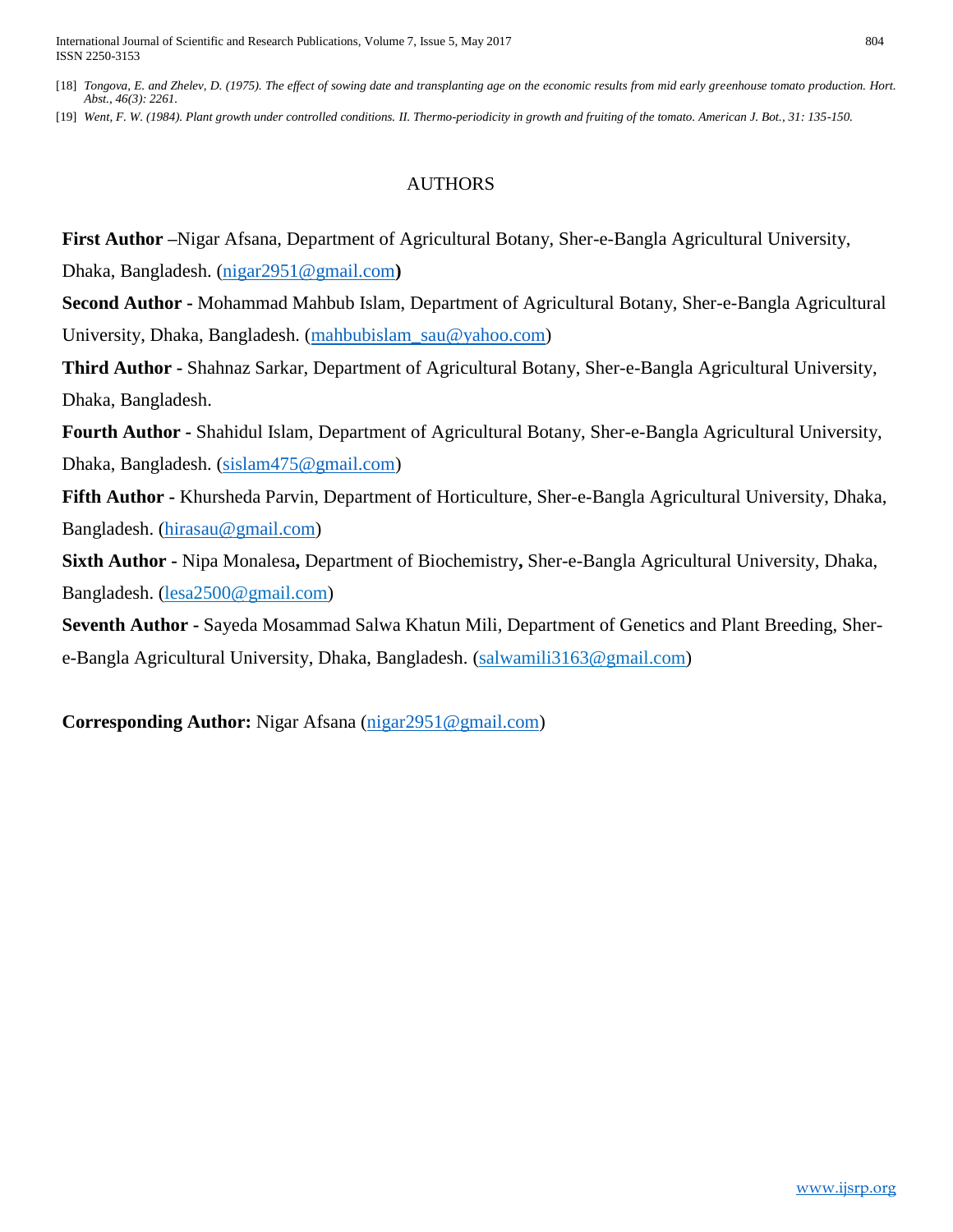[18] *Tongova, E. and Zhelev, D. (1975). The effect of sowing date and transplanting age on the economic results from mid early greenhouse tomato production. Hort. Abst., 46(3): 2261.*

[19] *Went, F. W. (1984). Plant growth under controlled conditions. II. Thermo-periodicity in growth and fruiting of the tomato. American J. Bot., 31: 135-150.*

## AUTHORS

**First Author –**Nigar Afsana, Department of Agricultural Botany, Sher-e-Bangla Agricultural University, Dhaka, Bangladesh. (nigar2951@gmail.com**)**

**Second Author -** Mohammad Mahbub Islam, Department of Agricultural Botany, Sher-e-Bangla Agricultural University, Dhaka, Bangladesh. (mahbubislam_sau@yahoo.com)

**Third Author -** Shahnaz Sarkar, Department of Agricultural Botany, Sher-e-Bangla Agricultural University, Dhaka, Bangladesh.

**Fourth Author -** Shahidul Islam, Department of Agricultural Botany, Sher-e-Bangla Agricultural University, Dhaka, Bangladesh. (sislam475@gmail.com)

**Fifth Author -** Khursheda Parvin, Department of Horticulture, Sher-e-Bangla Agricultural University, Dhaka, Bangladesh. (hirasau@gmail.com)

**Sixth Author -** Nipa Monalesa**,** Department of Biochemistry**,** Sher-e-Bangla Agricultural University, Dhaka, Bangladesh. (lesa2500@gmail.com)

**Seventh Author -** Sayeda Mosammad Salwa Khatun Mili, Department of Genetics and Plant Breeding, Sher-e-Bangla Agricultural University, Dhaka, Bangladesh. (salwamili3163@gmail.com)

**Corresponding Author:** Nigar Afsana (nigar2951@gmail.com)